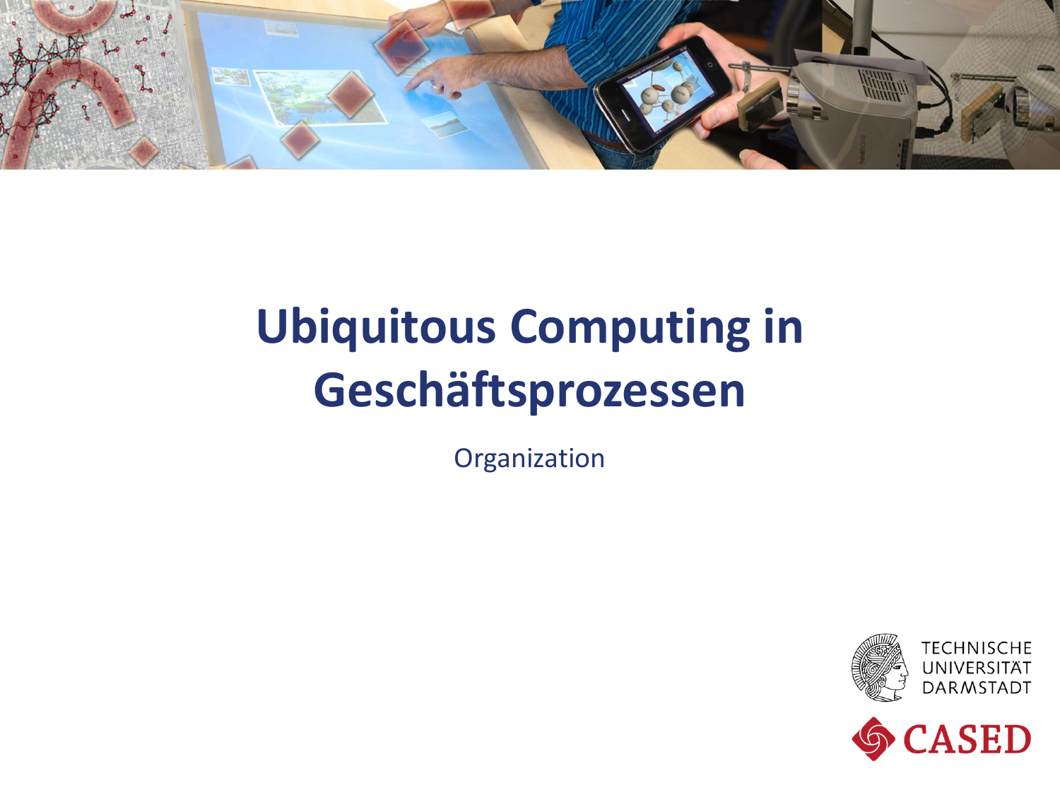# Ubiquitous Computing in Geschäftsprozessen

Organization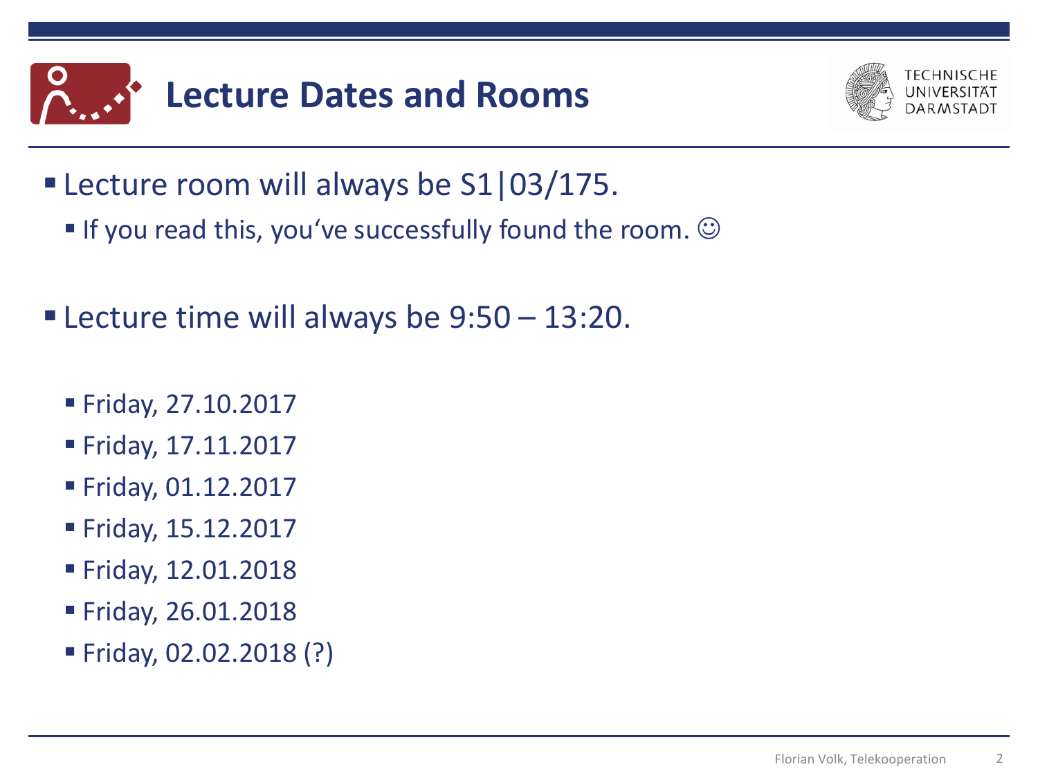# Lecture Dates and Rooms

- Lecture room will always be S1|03/175.
  - If you read this, you‘ve successfully found the room. ☺

- Lecture time will always be 9:50 – 13:20.
  - Friday, 27.10.2017
  - Friday, 17.11.2017
  - Friday, 01.12.2017
  - Friday, 15.12.2017
  - Friday, 12.01.2018
  - Friday, 26.01.2018
  - Friday, 02.02.2018 (?)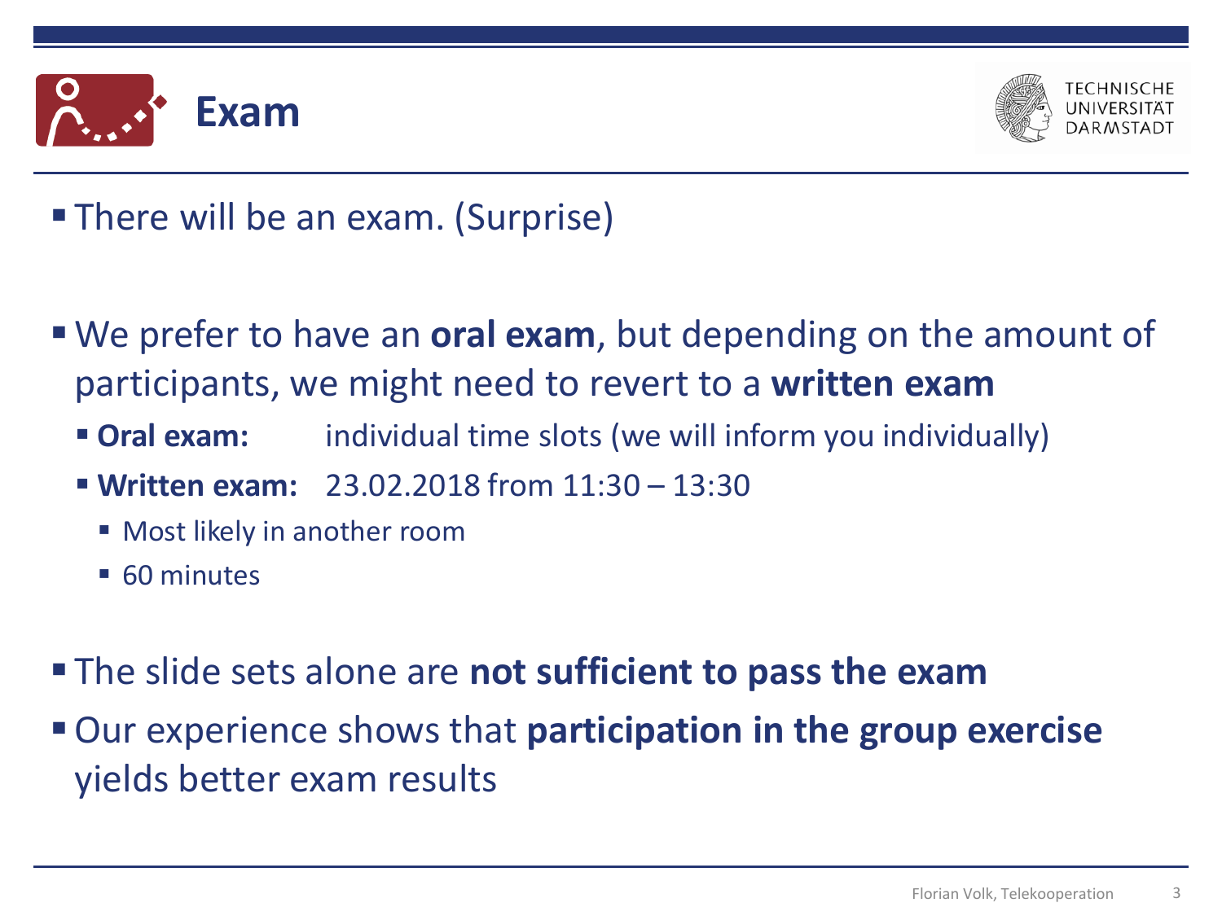# Exam

- There will be an exam. (Surprise)

- We prefer to have an **oral exam**, but depending on the amount of participants, we might need to revert to a **written exam**
  - **Oral exam:** individual time slots (we will inform you individually)
  - **Written exam:** 23.02.2018 from 11:30 – 13:30
    - Most likely in another room
    - 60 minutes

- The slide sets alone are **not sufficient to pass the exam**
- Our experience shows that **participation in the group exercise** yields better exam results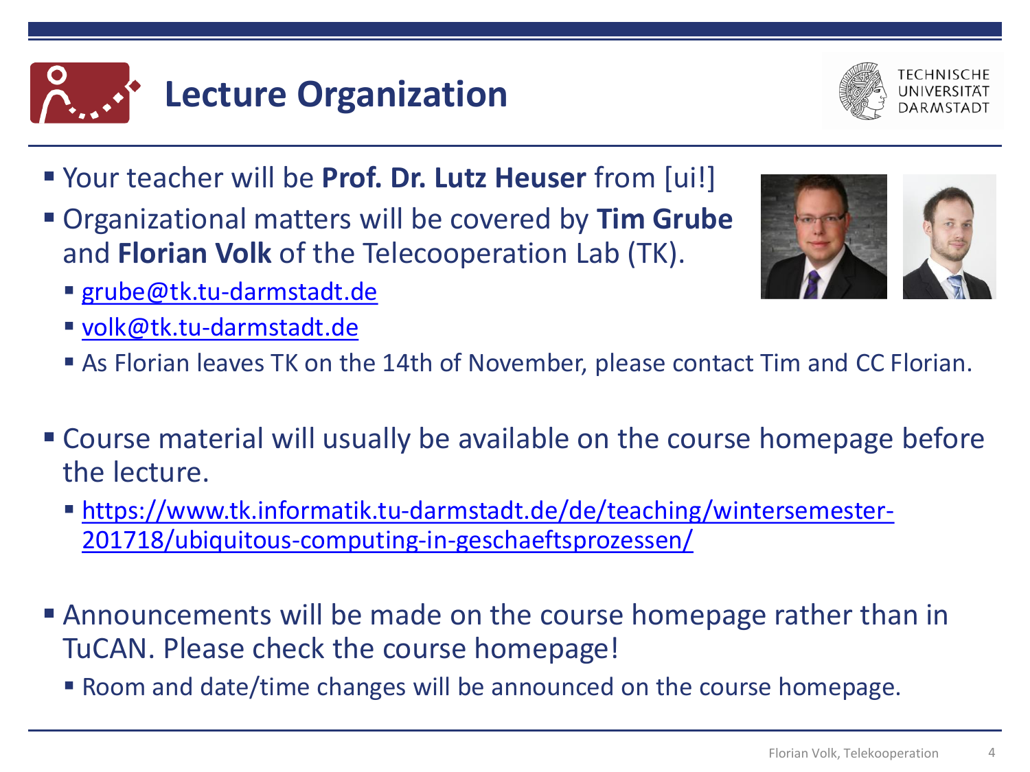# Lecture Organization

- Your teacher will be **Prof. Dr. Lutz Heuser** from [ui!]
- Organizational matters will be covered by **Tim Grube** and **Florian Volk** of the Telecooperation Lab (TK).
  - grube@tk.tu-darmstadt.de
  - volk@tk.tu-darmstadt.de
  - As Florian leaves TK on the 14th of November, please contact Tim and CC Florian.
- Course material will usually be available on the course homepage before the lecture.
  - https://www.tk.informatik.tu-darmstadt.de/de/teaching/wintersemester-201718/ubiquitous-computing-in-geschaeftsprozessen/
- Announcements will be made on the course homepage rather than in TuCAN. Please check the course homepage!
  - Room and date/time changes will be announced on the course homepage.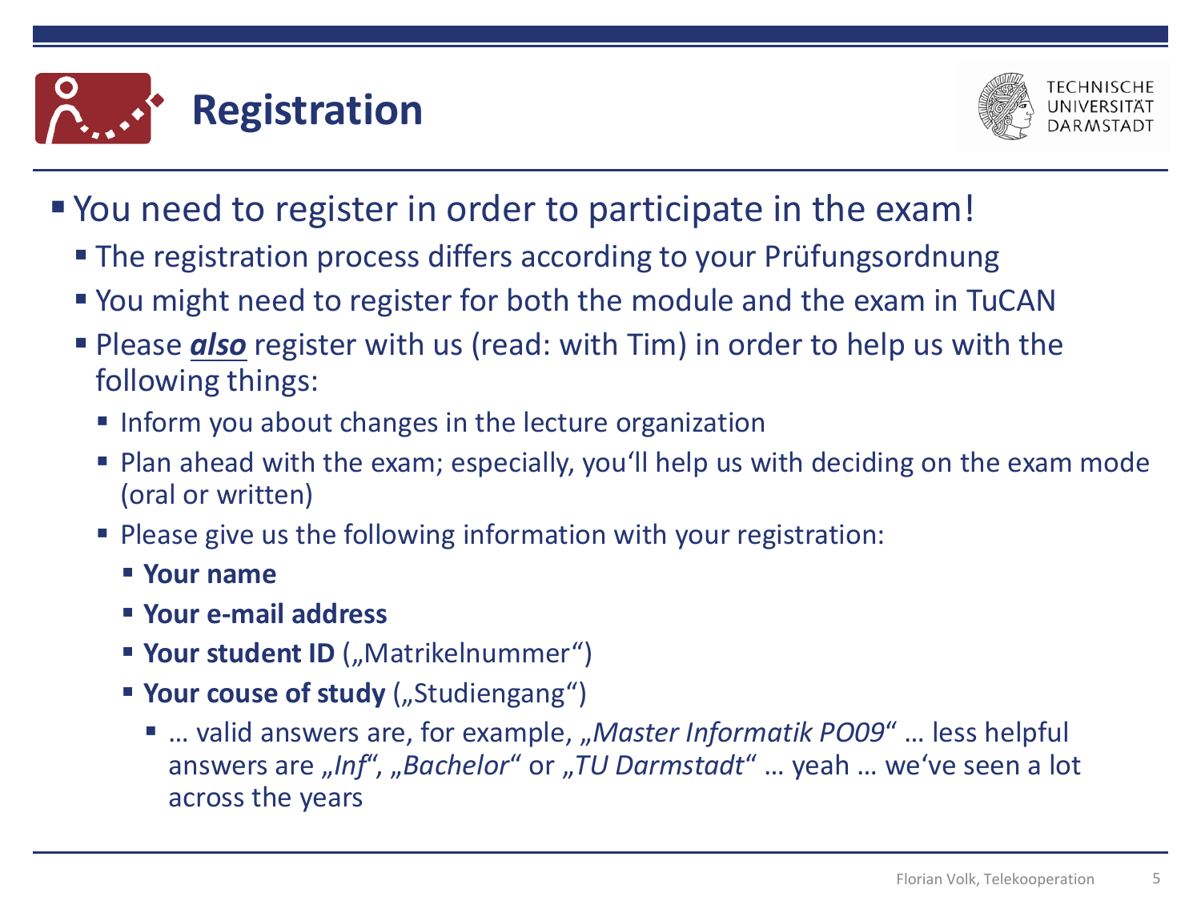# Registration

- You need to register in order to participate in the exam!
  - The registration process differs according to your Prüfungsordnung
  - You might need to register for both the module and the exam in TuCAN
  - Please ***also*** register with us (read: with Tim) in order to help us with the following things:
    - Inform you about changes in the lecture organization
    - Plan ahead with the exam; especially, you'll help us with deciding on the exam mode (oral or written)
    - Please give us the following information with your registration:
      - **Your name**
      - **Your e-mail address**
      - **Your student ID** („Matrikelnummer")
      - **Your couse of study** („Studiengang")
        - … valid answers are, for example, *„Master Informatik PO09"* … less helpful answers are *„Inf"*, *„Bachelor"* or *„TU Darmstadt"* … yeah … we've seen a lot across the years